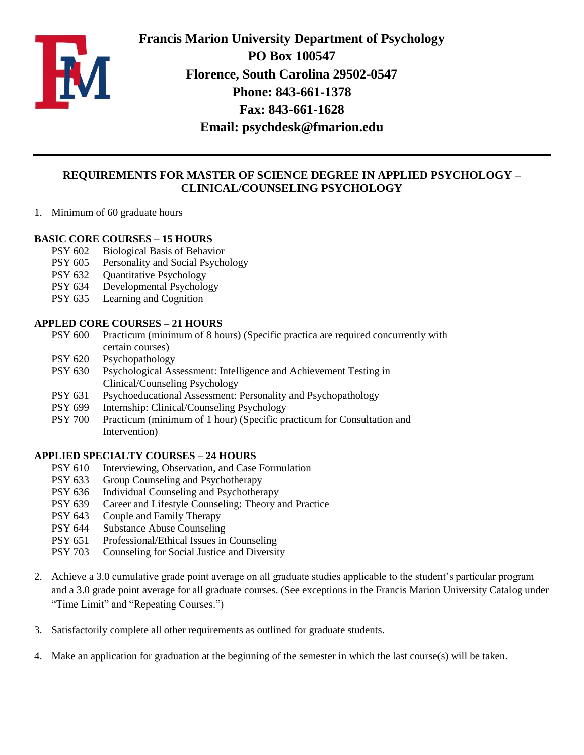**Francis Marion University Department of Psychology**
**PO Box 100547**
**Florence, South Carolina 29502-0547**
**Phone: 843-661-1378**
**Fax: 843-661-1628**
**Email: psychdesk@fmarion.edu**

---

## REQUIREMENTS FOR MASTER OF SCIENCE DEGREE IN APPLIED PSYCHOLOGY – CLINICAL/COUNSELING PSYCHOLOGY

1. Minimum of 60 graduate hours

### BASIC CORE COURSES – 15 HOURS

- PSY 602 Biological Basis of Behavior
- PSY 605 Personality and Social Psychology
- PSY 632 Quantitative Psychology
- PSY 634 Developmental Psychology
- PSY 635 Learning and Cognition

### APPLED CORE COURSES – 21 HOURS

- PSY 600 Practicum (minimum of 8 hours) (Specific practica are required concurrently with certain courses)
- PSY 620 Psychopathology
- PSY 630 Psychological Assessment: Intelligence and Achievement Testing in Clinical/Counseling Psychology
- PSY 631 Psychoeducational Assessment: Personality and Psychopathology
- PSY 699 Internship: Clinical/Counseling Psychology
- PSY 700 Practicum (minimum of 1 hour) (Specific practicum for Consultation and Intervention)

### APPLIED SPECIALTY COURSES – 24 HOURS

- PSY 610 Interviewing, Observation, and Case Formulation
- PSY 633 Group Counseling and Psychotherapy
- PSY 636 Individual Counseling and Psychotherapy
- PSY 639 Career and Lifestyle Counseling: Theory and Practice
- PSY 643 Couple and Family Therapy
- PSY 644 Substance Abuse Counseling
- PSY 651 Professional/Ethical Issues in Counseling
- PSY 703 Counseling for Social Justice and Diversity

2. Achieve a 3.0 cumulative grade point average on all graduate studies applicable to the student's particular program and a 3.0 grade point average for all graduate courses. (See exceptions in the Francis Marion University Catalog under "Time Limit" and "Repeating Courses.")

3. Satisfactorily complete all other requirements as outlined for graduate students.

4. Make an application for graduation at the beginning of the semester in which the last course(s) will be taken.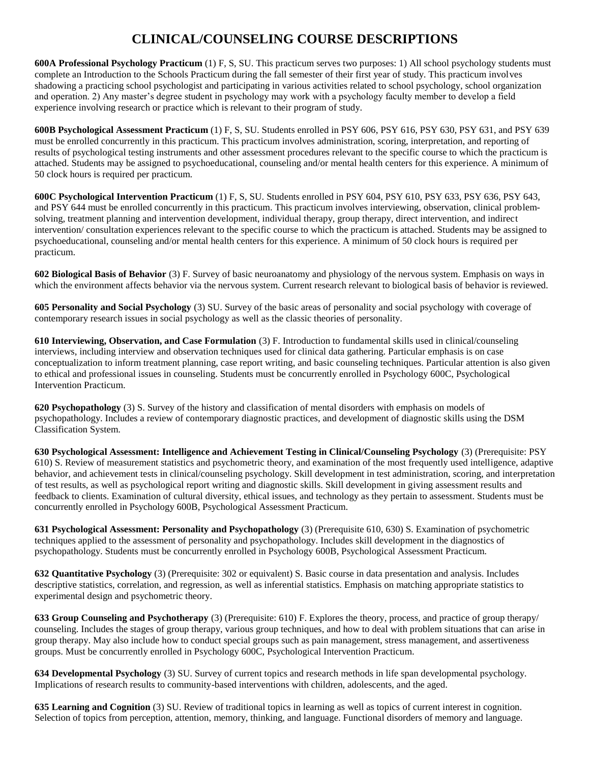# CLINICAL/COUNSELING COURSE DESCRIPTIONS

**600A Professional Psychology Practicum** (1) F, S, SU. This practicum serves two purposes: 1) All school psychology students must complete an Introduction to the Schools Practicum during the fall semester of their first year of study. This practicum involves shadowing a practicing school psychologist and participating in various activities related to school psychology, school organization and operation. 2) Any master's degree student in psychology may work with a psychology faculty member to develop a field experience involving research or practice which is relevant to their program of study.

**600B Psychological Assessment Practicum** (1) F, S, SU. Students enrolled in PSY 606, PSY 616, PSY 630, PSY 631, and PSY 639 must be enrolled concurrently in this practicum. This practicum involves administration, scoring, interpretation, and reporting of results of psychological testing instruments and other assessment procedures relevant to the specific course to which the practicum is attached. Students may be assigned to psychoeducational, counseling and/or mental health centers for this experience. A minimum of 50 clock hours is required per practicum.

**600C Psychological Intervention Practicum** (1) F, S, SU. Students enrolled in PSY 604, PSY 610, PSY 633, PSY 636, PSY 643, and PSY 644 must be enrolled concurrently in this practicum. This practicum involves interviewing, observation, clinical problem-solving, treatment planning and intervention development, individual therapy, group therapy, direct intervention, and indirect intervention/ consultation experiences relevant to the specific course to which the practicum is attached. Students may be assigned to psychoeducational, counseling and/or mental health centers for this experience. A minimum of 50 clock hours is required per practicum.

**602 Biological Basis of Behavior** (3) F. Survey of basic neuroanatomy and physiology of the nervous system. Emphasis on ways in which the environment affects behavior via the nervous system. Current research relevant to biological basis of behavior is reviewed.

**605 Personality and Social Psychology** (3) SU. Survey of the basic areas of personality and social psychology with coverage of contemporary research issues in social psychology as well as the classic theories of personality.

**610 Interviewing, Observation, and Case Formulation** (3) F. Introduction to fundamental skills used in clinical/counseling interviews, including interview and observation techniques used for clinical data gathering. Particular emphasis is on case conceptualization to inform treatment planning, case report writing, and basic counseling techniques. Particular attention is also given to ethical and professional issues in counseling. Students must be concurrently enrolled in Psychology 600C, Psychological Intervention Practicum.

**620 Psychopathology** (3) S. Survey of the history and classification of mental disorders with emphasis on models of psychopathology. Includes a review of contemporary diagnostic practices, and development of diagnostic skills using the DSM Classification System.

**630 Psychological Assessment: Intelligence and Achievement Testing in Clinical/Counseling Psychology** (3) (Prerequisite: PSY 610) S. Review of measurement statistics and psychometric theory, and examination of the most frequently used intelligence, adaptive behavior, and achievement tests in clinical/counseling psychology. Skill development in test administration, scoring, and interpretation of test results, as well as psychological report writing and diagnostic skills. Skill development in giving assessment results and feedback to clients. Examination of cultural diversity, ethical issues, and technology as they pertain to assessment. Students must be concurrently enrolled in Psychology 600B, Psychological Assessment Practicum.

**631 Psychological Assessment: Personality and Psychopathology** (3) (Prerequisite 610, 630) S. Examination of psychometric techniques applied to the assessment of personality and psychopathology. Includes skill development in the diagnostics of psychopathology. Students must be concurrently enrolled in Psychology 600B, Psychological Assessment Practicum.

**632 Quantitative Psychology** (3) (Prerequisite: 302 or equivalent) S. Basic course in data presentation and analysis. Includes descriptive statistics, correlation, and regression, as well as inferential statistics. Emphasis on matching appropriate statistics to experimental design and psychometric theory.

**633 Group Counseling and Psychotherapy** (3) (Prerequisite: 610) F. Explores the theory, process, and practice of group therapy/ counseling. Includes the stages of group therapy, various group techniques, and how to deal with problem situations that can arise in group therapy. May also include how to conduct special groups such as pain management, stress management, and assertiveness groups. Must be concurrently enrolled in Psychology 600C, Psychological Intervention Practicum.

**634 Developmental Psychology** (3) SU. Survey of current topics and research methods in life span developmental psychology. Implications of research results to community-based interventions with children, adolescents, and the aged.

**635 Learning and Cognition** (3) SU. Review of traditional topics in learning as well as topics of current interest in cognition. Selection of topics from perception, attention, memory, thinking, and language. Functional disorders of memory and language.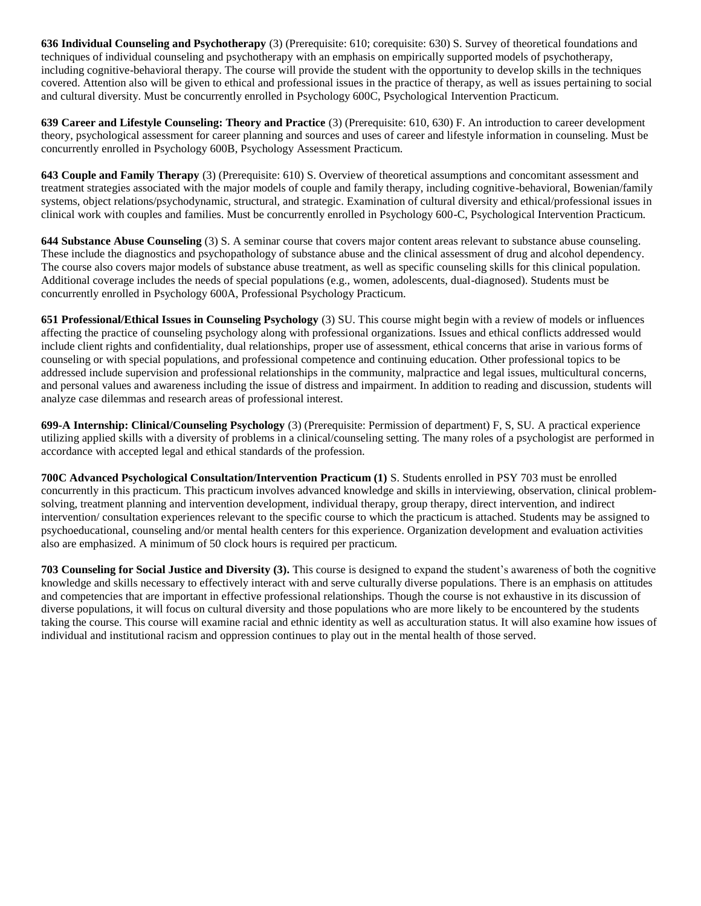**636 Individual Counseling and Psychotherapy** (3) (Prerequisite: 610; corequisite: 630) S. Survey of theoretical foundations and techniques of individual counseling and psychotherapy with an emphasis on empirically supported models of psychotherapy, including cognitive-behavioral therapy. The course will provide the student with the opportunity to develop skills in the techniques covered. Attention also will be given to ethical and professional issues in the practice of therapy, as well as issues pertaining to social and cultural diversity. Must be concurrently enrolled in Psychology 600C, Psychological Intervention Practicum.

**639 Career and Lifestyle Counseling: Theory and Practice** (3) (Prerequisite: 610, 630) F. An introduction to career development theory, psychological assessment for career planning and sources and uses of career and lifestyle information in counseling. Must be concurrently enrolled in Psychology 600B, Psychology Assessment Practicum.

**643 Couple and Family Therapy** (3) (Prerequisite: 610) S. Overview of theoretical assumptions and concomitant assessment and treatment strategies associated with the major models of couple and family therapy, including cognitive-behavioral, Bowenian/family systems, object relations/psychodynamic, structural, and strategic. Examination of cultural diversity and ethical/professional issues in clinical work with couples and families. Must be concurrently enrolled in Psychology 600-C, Psychological Intervention Practicum.

**644 Substance Abuse Counseling** (3) S. A seminar course that covers major content areas relevant to substance abuse counseling. These include the diagnostics and psychopathology of substance abuse and the clinical assessment of drug and alcohol dependency. The course also covers major models of substance abuse treatment, as well as specific counseling skills for this clinical population. Additional coverage includes the needs of special populations (e.g., women, adolescents, dual-diagnosed). Students must be concurrently enrolled in Psychology 600A, Professional Psychology Practicum.

**651 Professional/Ethical Issues in Counseling Psychology** (3) SU. This course might begin with a review of models or influences affecting the practice of counseling psychology along with professional organizations. Issues and ethical conflicts addressed would include client rights and confidentiality, dual relationships, proper use of assessment, ethical concerns that arise in various forms of counseling or with special populations, and professional competence and continuing education. Other professional topics to be addressed include supervision and professional relationships in the community, malpractice and legal issues, multicultural concerns, and personal values and awareness including the issue of distress and impairment. In addition to reading and discussion, students will analyze case dilemmas and research areas of professional interest.

**699-A Internship: Clinical/Counseling Psychology** (3) (Prerequisite: Permission of department) F, S, SU. A practical experience utilizing applied skills with a diversity of problems in a clinical/counseling setting. The many roles of a psychologist are performed in accordance with accepted legal and ethical standards of the profession.

**700C Advanced Psychological Consultation/Intervention Practicum (1)** S. Students enrolled in PSY 703 must be enrolled concurrently in this practicum. This practicum involves advanced knowledge and skills in interviewing, observation, clinical problem-solving, treatment planning and intervention development, individual therapy, group therapy, direct intervention, and indirect intervention/ consultation experiences relevant to the specific course to which the practicum is attached. Students may be assigned to psychoeducational, counseling and/or mental health centers for this experience. Organization development and evaluation activities also are emphasized. A minimum of 50 clock hours is required per practicum.

**703 Counseling for Social Justice and Diversity (3).** This course is designed to expand the student's awareness of both the cognitive knowledge and skills necessary to effectively interact with and serve culturally diverse populations. There is an emphasis on attitudes and competencies that are important in effective professional relationships. Though the course is not exhaustive in its discussion of diverse populations, it will focus on cultural diversity and those populations who are more likely to be encountered by the students taking the course. This course will examine racial and ethnic identity as well as acculturation status. It will also examine how issues of individual and institutional racism and oppression continues to play out in the mental health of those served.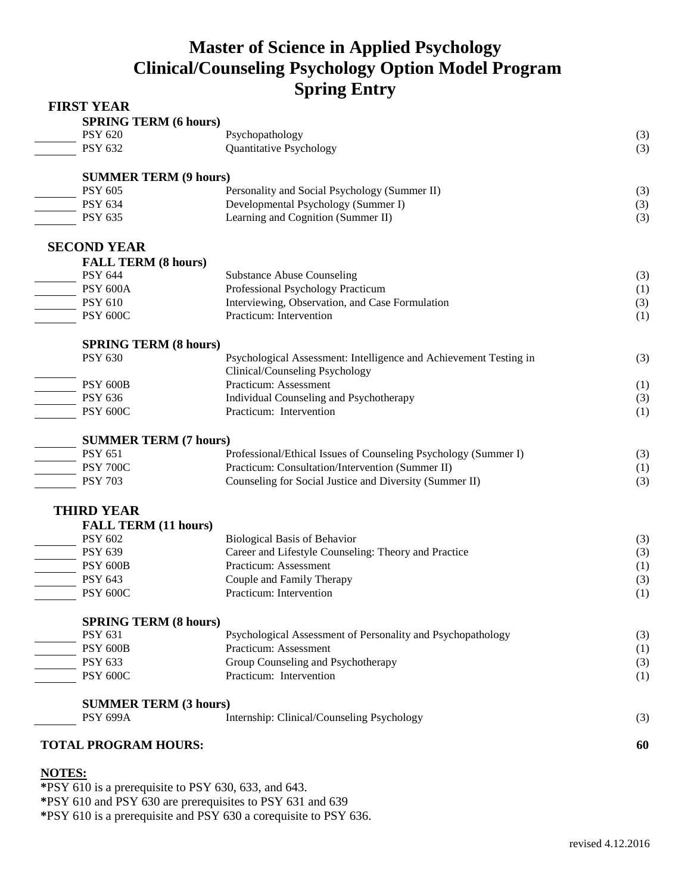# Master of Science in Applied Psychology
# Clinical/Counseling Psychology Option Model Program
# Spring Entry

## FIRST YEAR

### SPRING TERM (6 hours)

| | Course | Title | Hours |
|---|---|---|---|
| ____ | PSY 620 | Psychopathology | (3) |
| ____ | PSY 632 | Quantitative Psychology | (3) |

### SUMMER TERM (9 hours)

| | Course | Title | Hours |
|---|---|---|---|
| ____ | PSY 605 | Personality and Social Psychology (Summer II) | (3) |
| ____ | PSY 634 | Developmental Psychology (Summer I) | (3) |
| ____ | PSY 635 | Learning and Cognition (Summer II) | (3) |

## SECOND YEAR

### FALL TERM (8 hours)

| | Course | Title | Hours |
|---|---|---|---|
| ____ | PSY 644 | Substance Abuse Counseling | (3) |
| ____ | PSY 600A | Professional Psychology Practicum | (1) |
| ____ | PSY 610 | Interviewing, Observation, and Case Formulation | (3) |
| ____ | PSY 600C | Practicum: Intervention | (1) |

### SPRING TERM (8 hours)

| | Course | Title | Hours |
|---|---|---|---|
| ____ | PSY 630 | Psychological Assessment: Intelligence and Achievement Testing in Clinical/Counseling Psychology | (3) |
| ____ | PSY 600B | Practicum: Assessment | (1) |
| ____ | PSY 636 | Individual Counseling and Psychotherapy | (3) |
| ____ | PSY 600C | Practicum: Intervention | (1) |

### SUMMER TERM (7 hours)

| | Course | Title | Hours |
|---|---|---|---|
| ____ | PSY 651 | Professional/Ethical Issues of Counseling Psychology (Summer I) | (3) |
| ____ | PSY 700C | Practicum: Consultation/Intervention (Summer II) | (1) |
| ____ | PSY 703 | Counseling for Social Justice and Diversity (Summer II) | (3) |

## THIRD YEAR

### FALL TERM (11 hours)

| | Course | Title | Hours |
|---|---|---|---|
| ____ | PSY 602 | Biological Basis of Behavior | (3) |
| ____ | PSY 639 | Career and Lifestyle Counseling: Theory and Practice | (3) |
| ____ | PSY 600B | Practicum: Assessment | (1) |
| ____ | PSY 643 | Couple and Family Therapy | (3) |
| ____ | PSY 600C | Practicum: Intervention | (1) |

### SPRING TERM (8 hours)

| | Course | Title | Hours |
|---|---|---|---|
| ____ | PSY 631 | Psychological Assessment of Personality and Psychopathology | (3) |
| ____ | PSY 600B | Practicum: Assessment | (1) |
| ____ | PSY 633 | Group Counseling and Psychotherapy | (3) |
| ____ | PSY 600C | Practicum: Intervention | (1) |

### SUMMER TERM (3 hours)

| | Course | Title | Hours |
|---|---|---|---|
| ____ | PSY 699A | Internship: Clinical/Counseling Psychology | (3) |

**TOTAL PROGRAM HOURS: 60**

**NOTES:**

**\***PSY 610 is a prerequisite to PSY 630, 633, and 643.
**\***PSY 610 and PSY 630 are prerequisites to PSY 631 and 639
**\***PSY 610 is a prerequisite and PSY 630 a corequisite to PSY 636.

revised 4.12.2016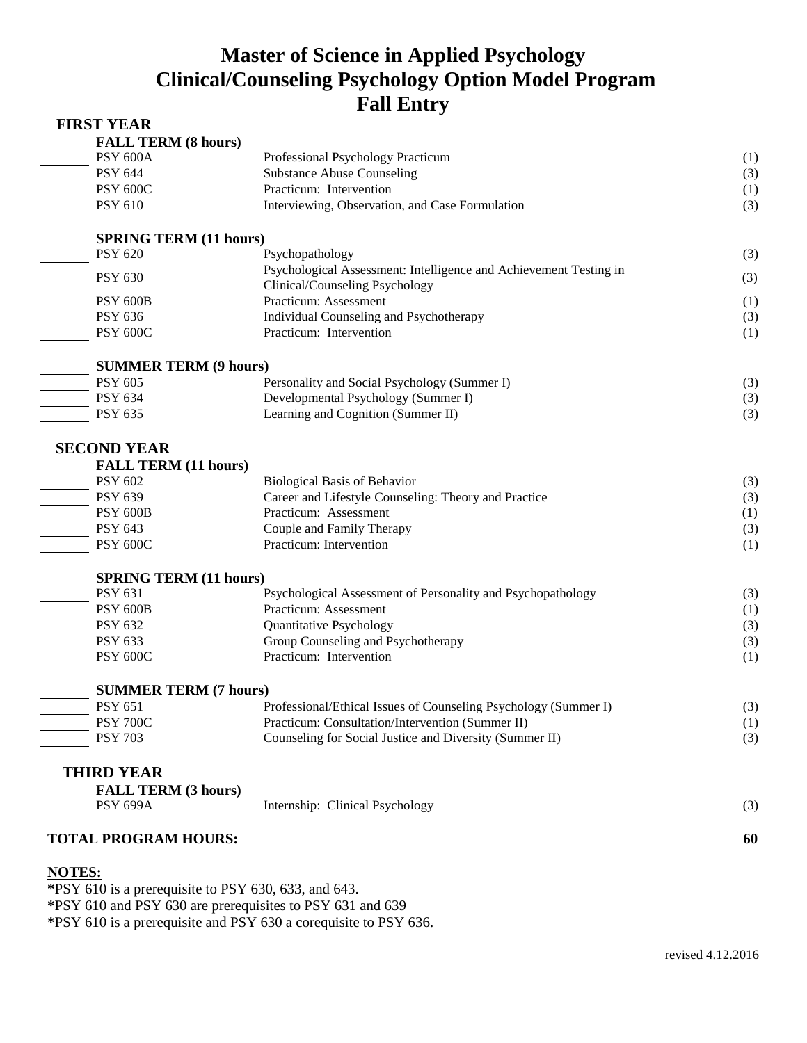# Master of Science in Applied Psychology
# Clinical/Counseling Psychology Option Model Program
# Fall Entry

## FIRST YEAR

### FALL TERM (8 hours)

| | | | |
|---|---|---|---|
| ______ | PSY 600A | Professional Psychology Practicum | (1) |
| ______ | PSY 644 | Substance Abuse Counseling | (3) |
| ______ | PSY 600C | Practicum: Intervention | (1) |
| ______ | PSY 610 | Interviewing, Observation, and Case Formulation | (3) |

### SPRING TERM (11 hours)

| | | | |
|---|---|---|---|
| ______ | PSY 620 | Psychopathology | (3) |
| ______ | PSY 630 | Psychological Assessment: Intelligence and Achievement Testing in Clinical/Counseling Psychology | (3) |
| ______ | PSY 600B | Practicum: Assessment | (1) |
| ______ | PSY 636 | Individual Counseling and Psychotherapy | (3) |
| ______ | PSY 600C | Practicum: Intervention | (1) |

### SUMMER TERM (9 hours)

| | | | |
|---|---|---|---|
| ______ | PSY 605 | Personality and Social Psychology (Summer I) | (3) |
| ______ | PSY 634 | Developmental Psychology (Summer I) | (3) |
| ______ | PSY 635 | Learning and Cognition (Summer II) | (3) |

## SECOND YEAR

### FALL TERM (11 hours)

| | | | |
|---|---|---|---|
| ______ | PSY 602 | Biological Basis of Behavior | (3) |
| ______ | PSY 639 | Career and Lifestyle Counseling: Theory and Practice | (3) |
| ______ | PSY 600B | Practicum: Assessment | (1) |
| ______ | PSY 643 | Couple and Family Therapy | (3) |
| ______ | PSY 600C | Practicum: Intervention | (1) |

### SPRING TERM (11 hours)

| | | | |
|---|---|---|---|
| ______ | PSY 631 | Psychological Assessment of Personality and Psychopathology | (3) |
| ______ | PSY 600B | Practicum: Assessment | (1) |
| ______ | PSY 632 | Quantitative Psychology | (3) |
| ______ | PSY 633 | Group Counseling and Psychotherapy | (3) |
| ______ | PSY 600C | Practicum: Intervention | (1) |

### SUMMER TERM (7 hours)

| | | | |
|---|---|---|---|
| ______ | PSY 651 | Professional/Ethical Issues of Counseling Psychology (Summer I) | (3) |
| ______ | PSY 700C | Practicum: Consultation/Intervention (Summer II) | (1) |
| ______ | PSY 703 | Counseling for Social Justice and Diversity (Summer II) | (3) |

## THIRD YEAR

### FALL TERM (3 hours)

| | | | |
|---|---|---|---|
| ______ | PSY 699A | Internship: Clinical Psychology | (3) |

**TOTAL PROGRAM HOURS: 60**

**NOTES:**

**\***PSY 610 is a prerequisite to PSY 630, 633, and 643.
**\***PSY 610 and PSY 630 are prerequisites to PSY 631 and 639
**\***PSY 610 is a prerequisite and PSY 630 a corequisite to PSY 636.

revised 4.12.2016